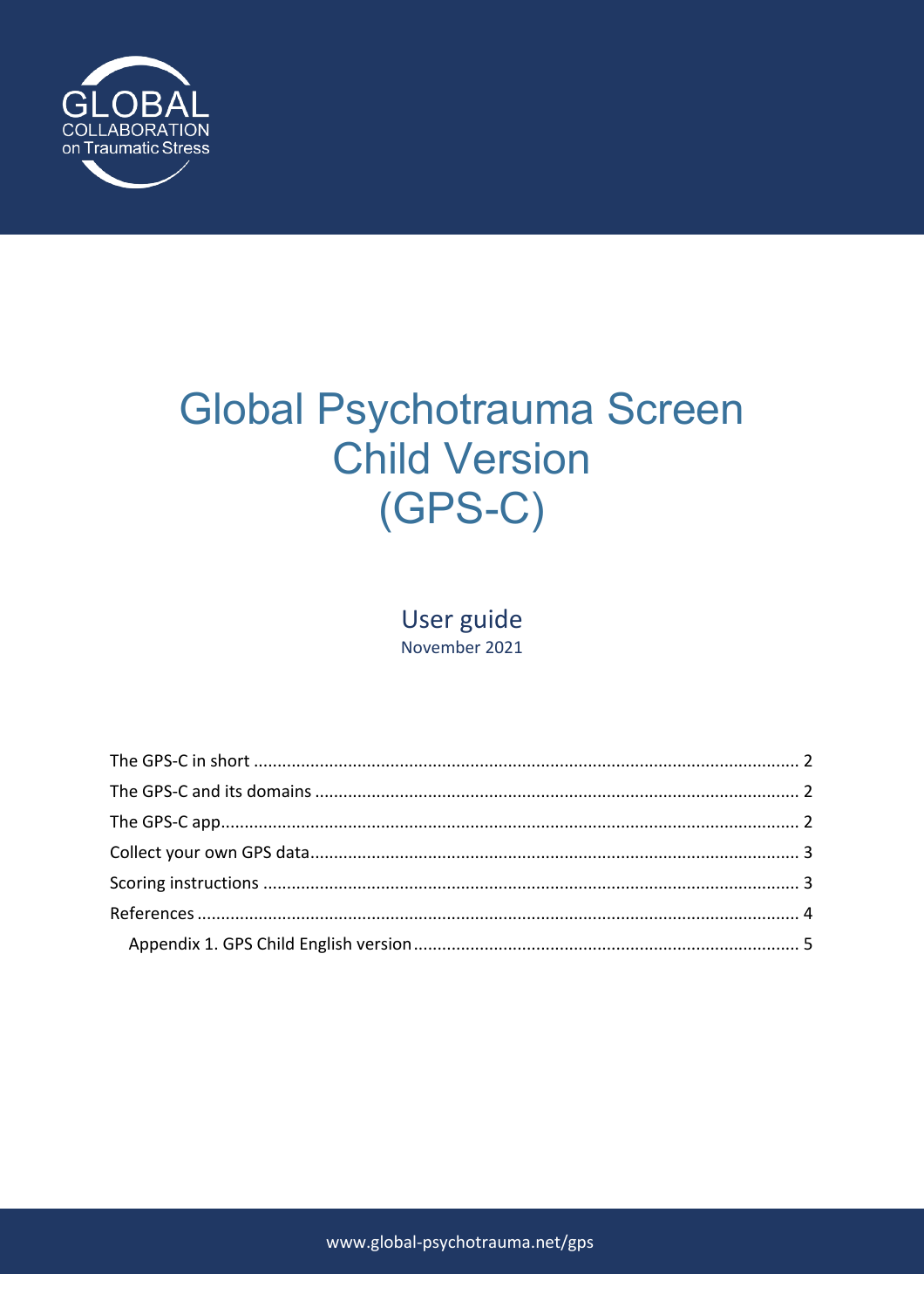GLOBAL
COLLABORATION
on Traumatic Stress

# Global Psychotrauma Screen Child Version (GPS-C)

User guide
November 2021

The GPS-C in short .......... 2
The GPS-C and its domains .......... 2
The GPS-C app .......... 2
Collect your own GPS data .......... 3
Scoring instructions .......... 3
References .......... 4
    Appendix 1. GPS Child English version .......... 5

www.global-psychotrauma.net/gps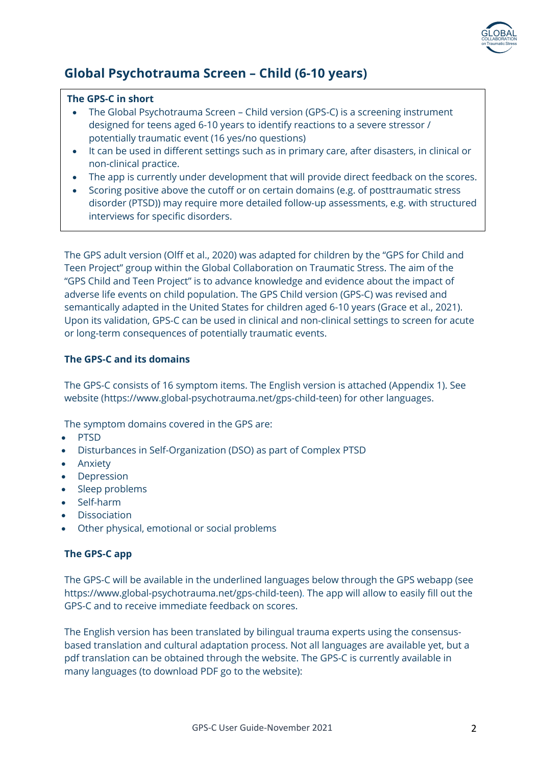## Global Psychotrauma Screen – Child (6-10 years)

**The GPS-C in short**

- The Global Psychotrauma Screen – Child version (GPS-C) is a screening instrument designed for teens aged 6-10 years to identify reactions to a severe stressor / potentially traumatic event (16 yes/no questions)
- It can be used in different settings such as in primary care, after disasters, in clinical or non-clinical practice.
- The app is currently under development that will provide direct feedback on the scores.
- Scoring positive above the cutoff or on certain domains (e.g. of posttraumatic stress disorder (PTSD)) may require more detailed follow-up assessments, e.g. with structured interviews for specific disorders.

The GPS adult version (Olff et al., 2020) was adapted for children by the "GPS for Child and Teen Project" group within the Global Collaboration on Traumatic Stress. The aim of the "GPS Child and Teen Project" is to advance knowledge and evidence about the impact of adverse life events on child population. The GPS Child version (GPS-C) was revised and semantically adapted in the United States for children aged 6-10 years (Grace et al., 2021). Upon its validation, GPS-C can be used in clinical and non-clinical settings to screen for acute or long-term consequences of potentially traumatic events.

### The GPS-C and its domains

The GPS-C consists of 16 symptom items. The English version is attached (Appendix 1). See website (https://www.global-psychotrauma.net/gps-child-teen) for other languages.

The symptom domains covered in the GPS are:

- PTSD
- Disturbances in Self-Organization (DSO) as part of Complex PTSD
- Anxiety
- Depression
- Sleep problems
- Self-harm
- Dissociation
- Other physical, emotional or social problems

### The GPS-C app

The GPS-C will be available in the underlined languages below through the GPS webapp (see https://www.global-psychotrauma.net/gps-child-teen). The app will allow to easily fill out the GPS-C and to receive immediate feedback on scores.

The English version has been translated by bilingual trauma experts using the consensus-based translation and cultural adaptation process. Not all languages are available yet, but a pdf translation can be obtained through the website. The GPS-C is currently available in many languages (to download PDF go to the website):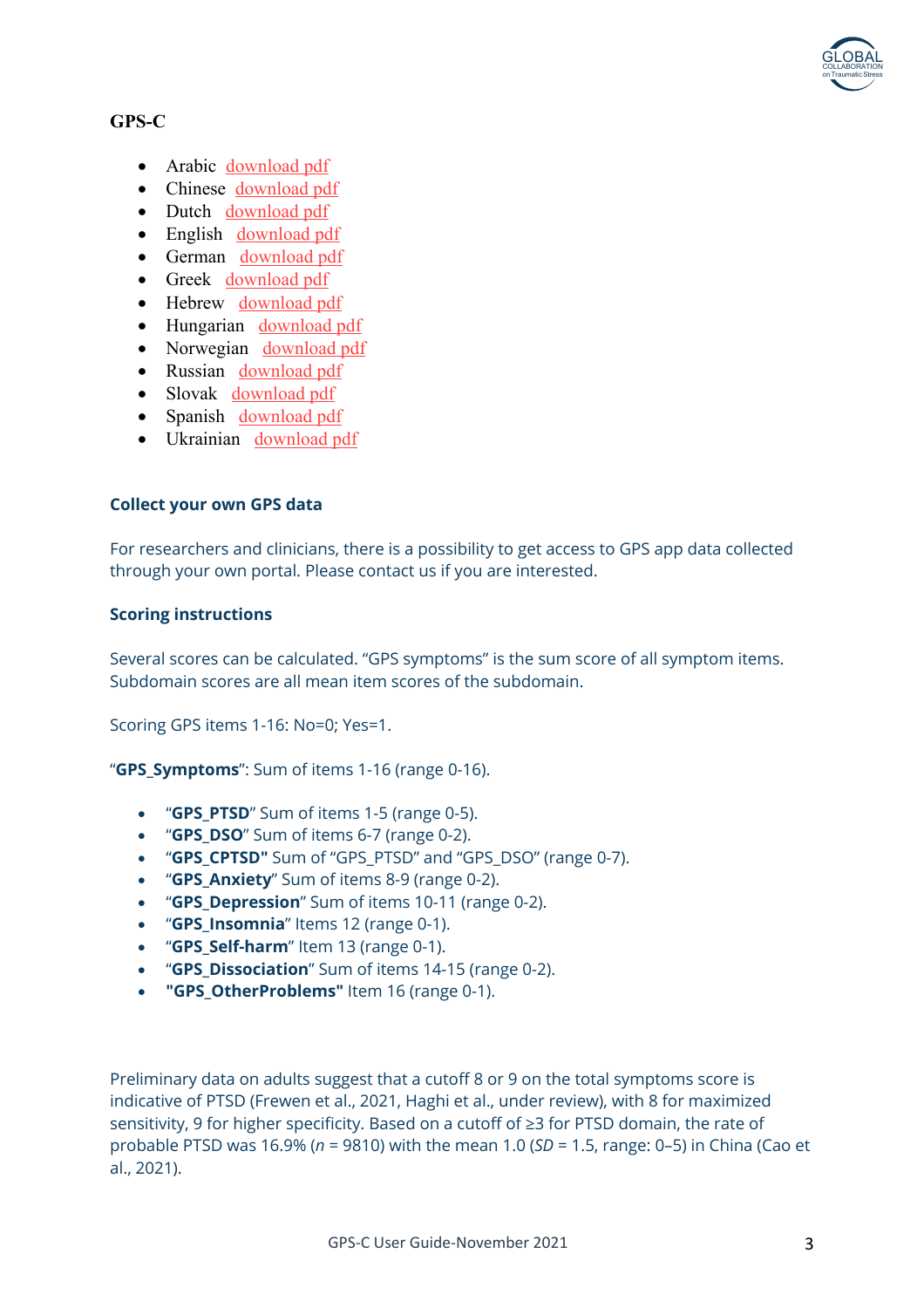## GPS-C

- Arabic download pdf
- Chinese download pdf
- Dutch download pdf
- English download pdf
- German download pdf
- Greek download pdf
- Hebrew download pdf
- Hungarian download pdf
- Norwegian download pdf
- Russian download pdf
- Slovak download pdf
- Spanish download pdf
- Ukrainian download pdf

### Collect your own GPS data

For researchers and clinicians, there is a possibility to get access to GPS app data collected through your own portal. Please contact us if you are interested.

### Scoring instructions

Several scores can be calculated. "GPS symptoms" is the sum score of all symptom items. Subdomain scores are all mean item scores of the subdomain.

Scoring GPS items 1-16: No=0; Yes=1.

"**GPS_Symptoms**": Sum of items 1-16 (range 0-16).

- "**GPS_PTSD**" Sum of items 1-5 (range 0-5).
- "**GPS_DSO**" Sum of items 6-7 (range 0-2).
- "**GPS_CPTSD"** Sum of "GPS_PTSD" and "GPS_DSO" (range 0-7).
- "**GPS_Anxiety**" Sum of items 8-9 (range 0-2).
- "**GPS_Depression**" Sum of items 10-11 (range 0-2).
- "**GPS_Insomnia**" Items 12 (range 0-1).
- "**GPS_Self-harm**" Item 13 (range 0-1).
- "**GPS_Dissociation**" Sum of items 14-15 (range 0-2).
- **"GPS_OtherProblems"** Item 16 (range 0-1).

Preliminary data on adults suggest that a cutoff 8 or 9 on the total symptoms score is indicative of PTSD (Frewen et al., 2021, Haghi et al., under review), with 8 for maximized sensitivity, 9 for higher specificity. Based on a cutoff of ≥3 for PTSD domain, the rate of probable PTSD was 16.9% (*n* = 9810) with the mean 1.0 (*SD* = 1.5, range: 0–5) in China (Cao et al., 2021).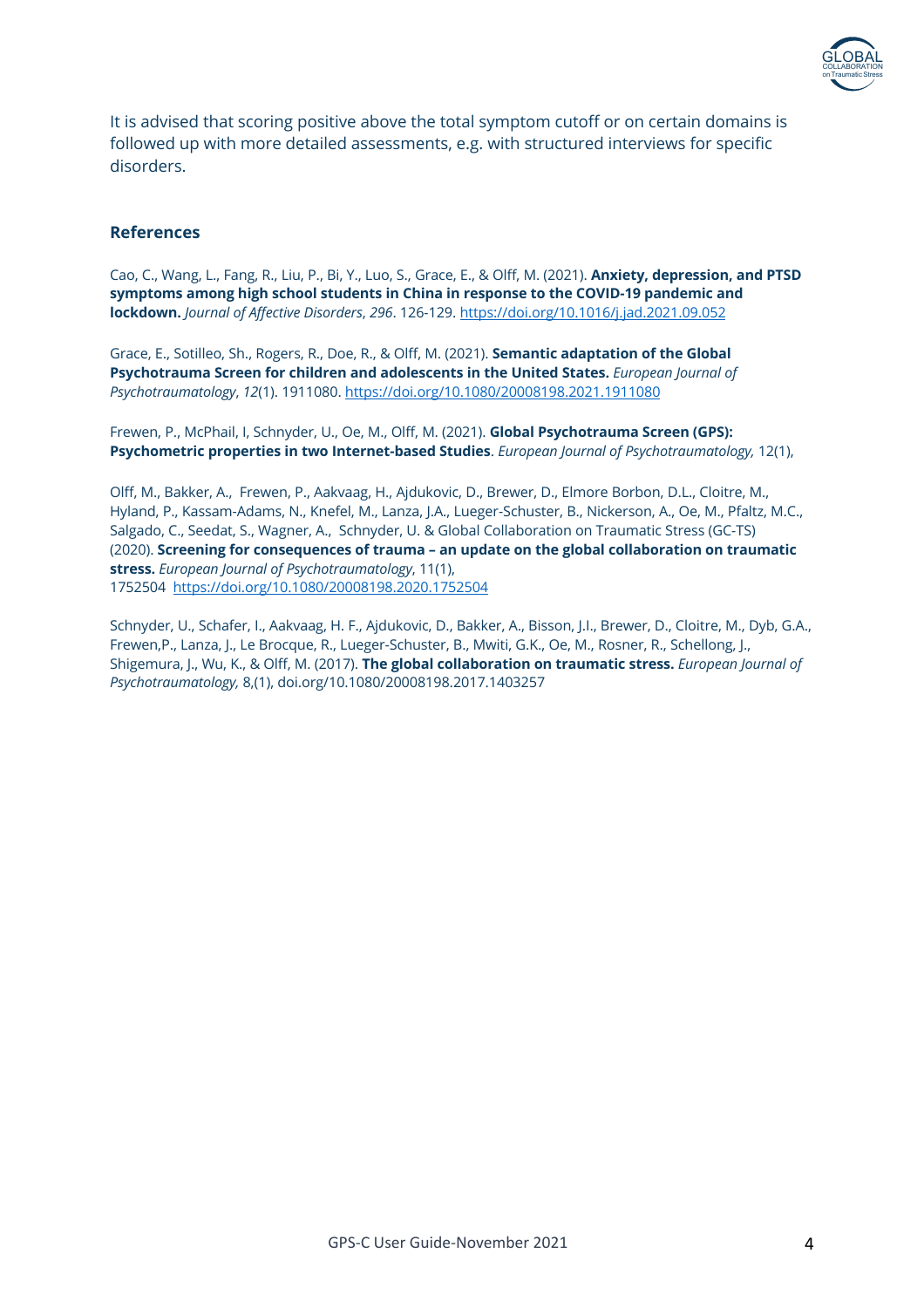It is advised that scoring positive above the total symptom cutoff or on certain domains is followed up with more detailed assessments, e.g. with structured interviews for specific disorders.

## References

Cao, C., Wang, L., Fang, R., Liu, P., Bi, Y., Luo, S., Grace, E., & Olff, M. (2021). **Anxiety, depression, and PTSD symptoms among high school students in China in response to the COVID-19 pandemic and lockdown.** *Journal of Affective Disorders*, *296*. 126-129. https://doi.org/10.1016/j.jad.2021.09.052

Grace, E., Sotilleo, Sh., Rogers, R., Doe, R., & Olff, M. (2021). **Semantic adaptation of the Global Psychotrauma Screen for children and adolescents in the United States.** *European Journal of Psychotraumatology*, *12*(1). 1911080. https://doi.org/10.1080/20008198.2021.1911080

Frewen, P., McPhail, I, Schnyder, U., Oe, M., Olff, M. (2021). **Global Psychotrauma Screen (GPS): Psychometric properties in two Internet-based Studies**. *European Journal of Psychotraumatology,* 12(1),

Olff, M., Bakker, A., Frewen, P., Aakvaag, H., Ajdukovic, D., Brewer, D., Elmore Borbon, D.L., Cloitre, M., Hyland, P., Kassam-Adams, N., Knefel, M., Lanza, J.A., Lueger-Schuster, B., Nickerson, A., Oe, M., Pfaltz, M.C., Salgado, C., Seedat, S., Wagner, A., Schnyder, U. & Global Collaboration on Traumatic Stress (GC-TS) (2020). **Screening for consequences of trauma – an update on the global collaboration on traumatic stress.** *European Journal of Psychotraumatology*, 11(1), 1752504 https://doi.org/10.1080/20008198.2020.1752504

Schnyder, U., Schafer, I., Aakvaag, H. F., Ajdukovic, D., Bakker, A., Bisson, J.I., Brewer, D., Cloitre, M., Dyb, G.A., Frewen,P., Lanza, J., Le Brocque, R., Lueger-Schuster, B., Mwiti, G.K., Oe, M., Rosner, R., Schellong, J., Shigemura, J., Wu, K., & Olff, M. (2017). **The global collaboration on traumatic stress.** *European Journal of Psychotraumatology,* 8,(1), doi.org/10.1080/20008198.2017.1403257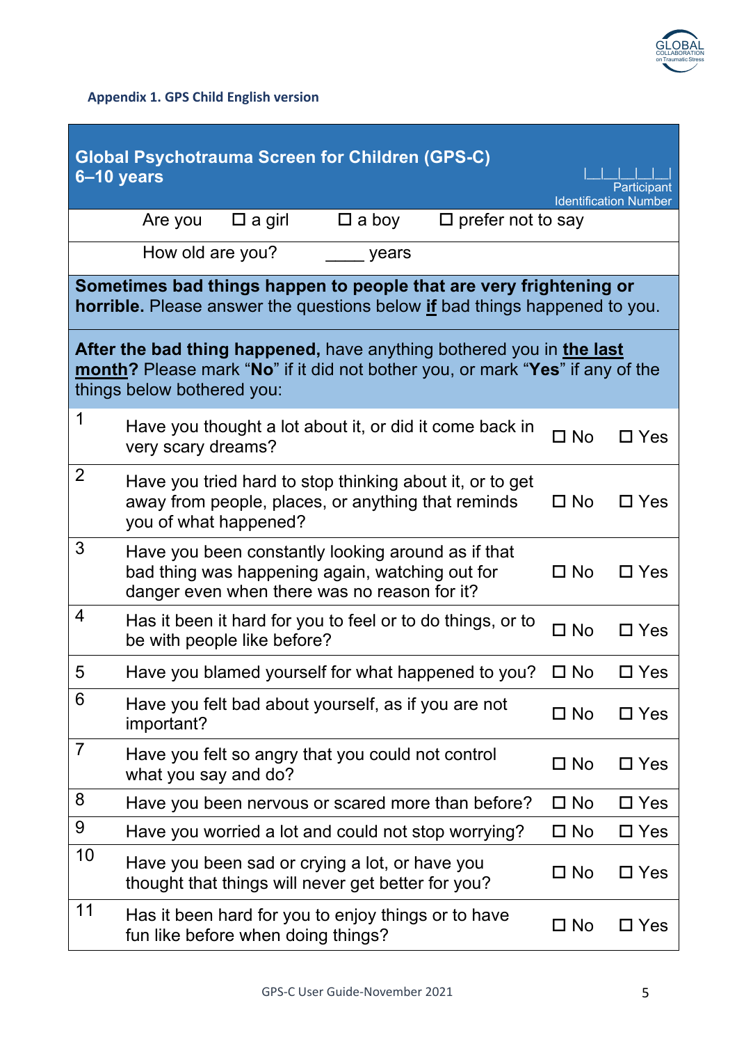**Appendix 1. GPS Child English version**

## Global Psychotrauma Screen for Children (GPS-C) 6–10 years

|_|_|_|_|_|_|
Participant Identification Number

Are you ☐ a girl ☐ a boy ☐ prefer not to say

How old are you? ____ years

**Sometimes bad things happen to people that are very frightening or horrible.** Please answer the questions below **if** bad things happened to you.

**After the bad thing happened,** have anything bothered you in **the last month?** Please mark "**No**" if it did not bother you, or mark "**Yes**" if any of the things below bothered you:

| | | | |
|---|---|---|---|
| 1 | Have you thought a lot about it, or did it come back in very scary dreams? | ☐ No | ☐ Yes |
| 2 | Have you tried hard to stop thinking about it, or to get away from people, places, or anything that reminds you of what happened? | ☐ No | ☐ Yes |
| 3 | Have you been constantly looking around as if that bad thing was happening again, watching out for danger even when there was no reason for it? | ☐ No | ☐ Yes |
| 4 | Has it been it hard for you to feel or to do things, or to be with people like before? | ☐ No | ☐ Yes |
| 5 | Have you blamed yourself for what happened to you? | ☐ No | ☐ Yes |
| 6 | Have you felt bad about yourself, as if you are not important? | ☐ No | ☐ Yes |
| 7 | Have you felt so angry that you could not control what you say and do? | ☐ No | ☐ Yes |
| 8 | Have you been nervous or scared more than before? | ☐ No | ☐ Yes |
| 9 | Have you worried a lot and could not stop worrying? | ☐ No | ☐ Yes |
| 10 | Have you been sad or crying a lot, or have you thought that things will never get better for you? | ☐ No | ☐ Yes |
| 11 | Has it been hard for you to enjoy things or to have fun like before when doing things? | ☐ No | ☐ Yes |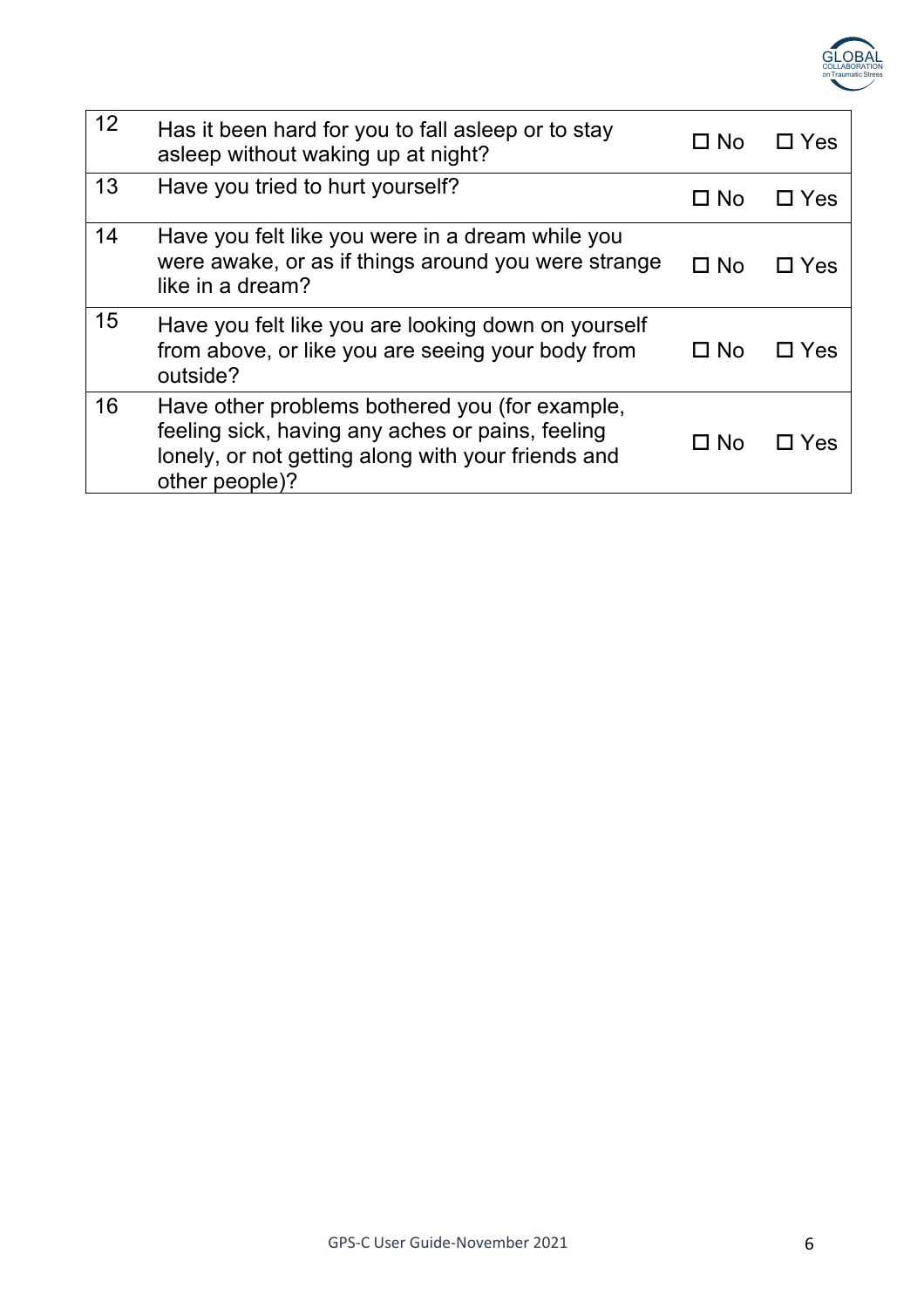| | | | |
|---|---|---|---|
| 12 | Has it been hard for you to fall asleep or to stay asleep without waking up at night? | ☐ No | ☐ Yes |
| 13 | Have you tried to hurt yourself? | ☐ No | ☐ Yes |
| 14 | Have you felt like you were in a dream while you were awake, or as if things around you were strange like in a dream? | ☐ No | ☐ Yes |
| 15 | Have you felt like you are looking down on yourself from above, or like you are seeing your body from outside? | ☐ No | ☐ Yes |
| 16 | Have other problems bothered you (for example, feeling sick, having any aches or pains, feeling lonely, or not getting along with your friends and other people)? | ☐ No | ☐ Yes |